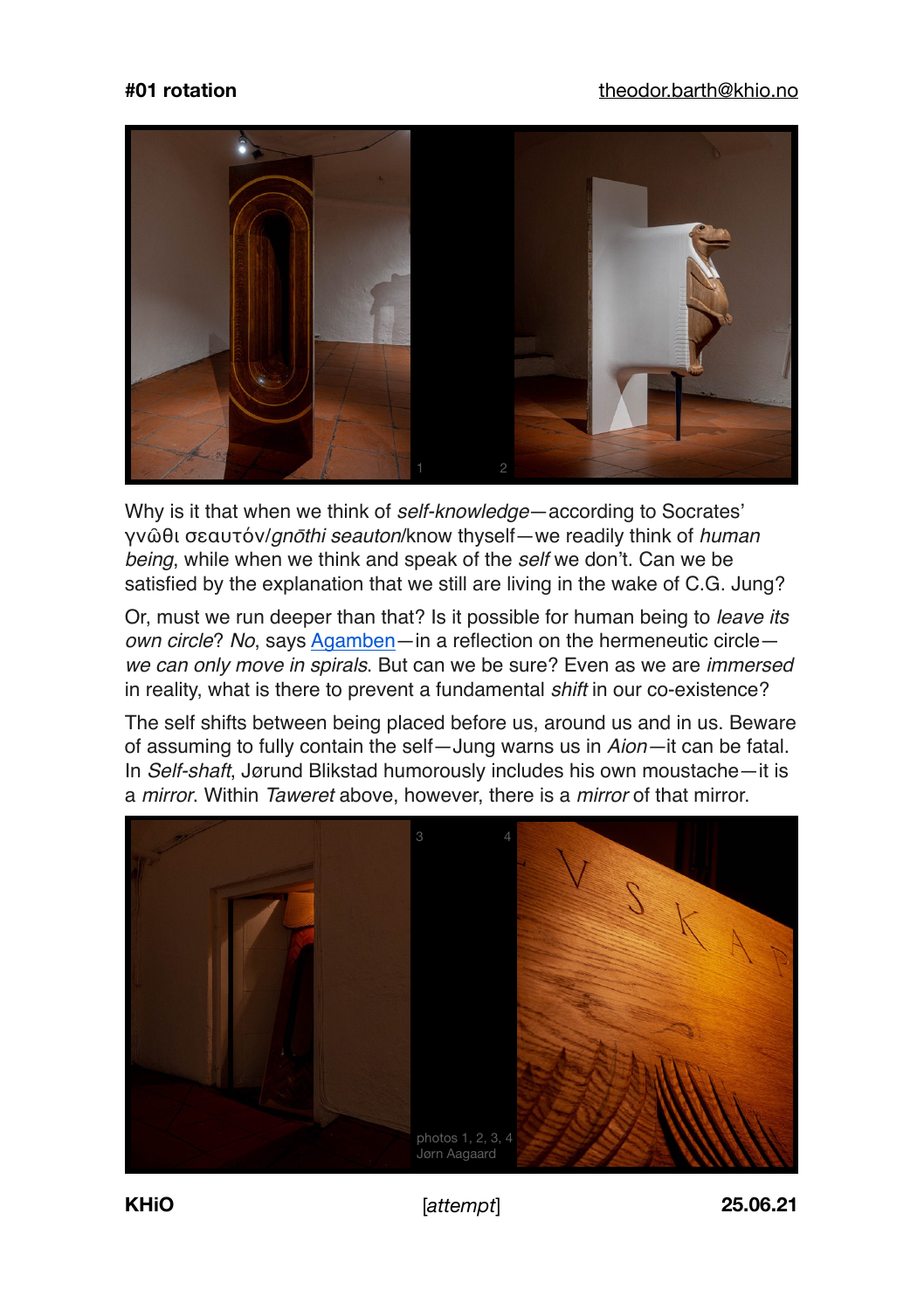**#01 rotation** theodor.barth@khio.no

Why is it that when we think of *self-knowledge*—according to Socrates' γνῶθι σεαυτόν/*gnōthi seauton*/know thyself—we readily think of *human being*, while when we think and speak of the *self* we don't. Can we be satisfied by the explanation that we still are living in the wake of C.G. Jung?

Or, must we run deeper than that? Is it possible for human being to *leave its own circle*? *No*, says Agamben—in a reflection on the hermeneutic circle—*we can only move in spirals*. But can we be sure? Even as we are *immersed* in reality, what is there to prevent a fundamental *shift* in our co-existence?

The self shifts between being placed before us, around us and in us. Beware of assuming to fully contain the self—Jung warns us in *Aion*—it can be fatal. In *Self-shaft*, Jørund Blikstad humorously includes his own moustache—it is a *mirror*. Within *Taweret* above, however, there is a *mirror* of that mirror.

photos 1, 2, 3, 4 Jørn Aagaard

**KHiO** [*attempt*] **25.06.21**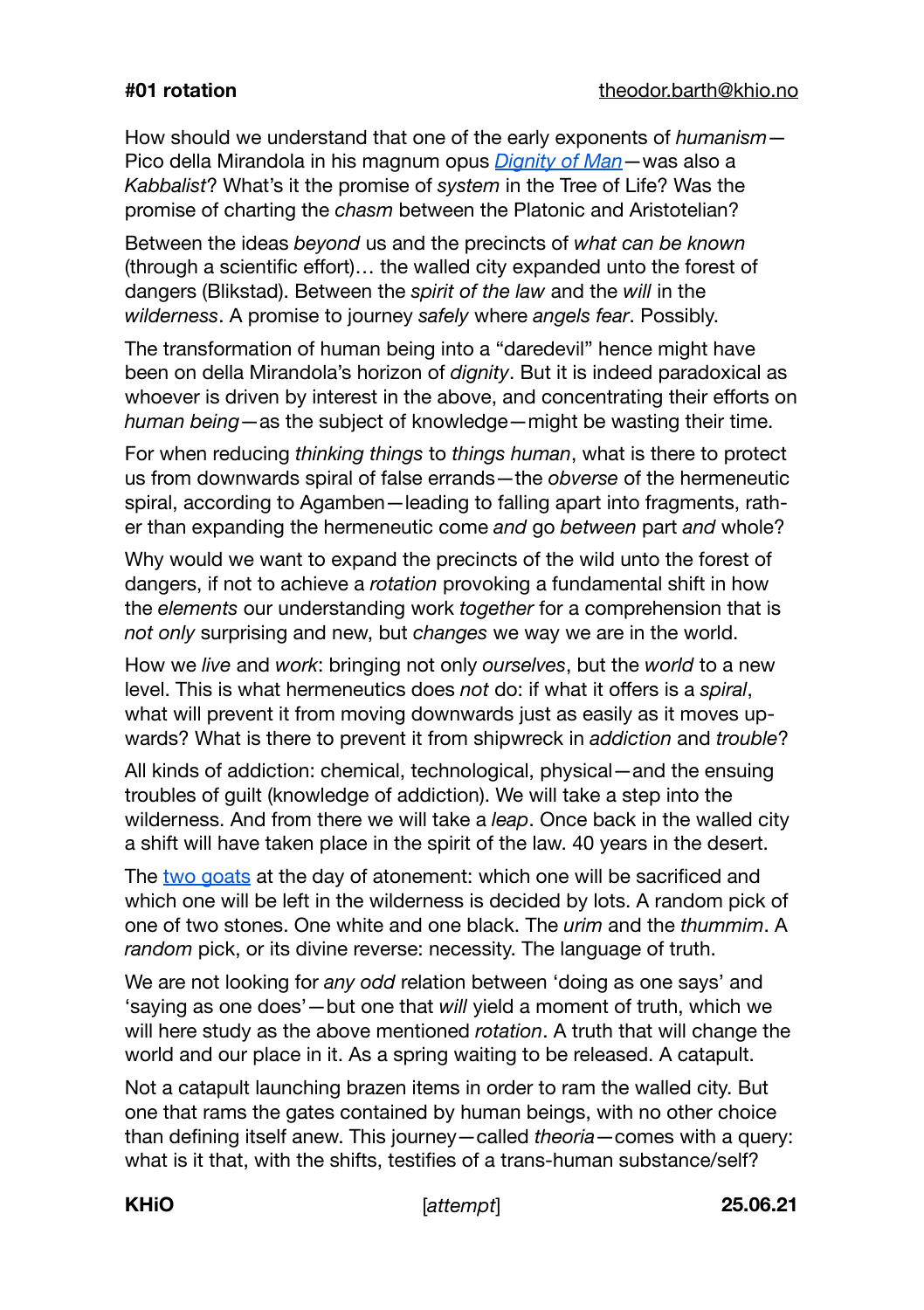**#01 rotation** theodor.barth@khio.no

How should we understand that one of the early exponents of *humanism*—Pico della Mirandola in his magnum opus [*Dignity of Man*]—was also a *Kabbalist*? What's it the promise of *system* in the Tree of Life? Was the promise of charting the *chasm* between the Platonic and Aristotelian?

Between the ideas *beyond* us and the precincts of *what can be known* (through a scientific effort)… the walled city expanded unto the forest of dangers (Blikstad). Between the *spirit of the law* and the *will* in the *wilderness*. A promise to journey *safely* where *angels fear*. Possibly.

The transformation of human being into a "daredevil" hence might have been on della Mirandola's horizon of *dignity*. But it is indeed paradoxical as whoever is driven by interest in the above, and concentrating their efforts on *human being*—as the subject of knowledge—might be wasting their time.

For when reducing *thinking things* to *things human*, what is there to protect us from downwards spiral of false errands—the *obverse* of the hermeneutic spiral, according to Agamben—leading to falling apart into fragments, rather than expanding the hermeneutic come *and* go *between* part *and* whole?

Why would we want to expand the precincts of the wild unto the forest of dangers, if not to achieve a *rotation* provoking a fundamental shift in how the *elements* our understanding work *together* for a comprehension that is *not only* surprising and new, but *changes* we way we are in the world.

How we *live* and *work*: bringing not only *ourselves*, but the *world* to a new level. This is what hermeneutics does *not* do: if what it offers is a *spiral*, what will prevent it from moving downwards just as easily as it moves upwards? What is there to prevent it from shipwreck in *addiction* and *trouble*?

All kinds of addiction: chemical, technological, physical—and the ensuing troubles of guilt (knowledge of addiction). We will take a step into the wilderness. And from there we will take a *leap*. Once back in the walled city a shift will have taken place in the spirit of the law. 40 years in the desert.

The [two goats] at the day of atonement: which one will be sacrificed and which one will be left in the wilderness is decided by lots. A random pick of one of two stones. One white and one black. The *urim* and the *thummim*. A *random* pick, or its divine reverse: necessity. The language of truth.

We are not looking for *any odd* relation between 'doing as one says' and 'saying as one does'—but one that *will* yield a moment of truth, which we will here study as the above mentioned *rotation*. A truth that will change the world and our place in it. As a spring waiting to be released. A catapult.

Not a catapult launching brazen items in order to ram the walled city. But one that rams the gates contained by human beings, with no other choice than defining itself anew. This journey—called *theoria*—comes with a query: what is it that, with the shifts, testifies of a trans-human substance/self?

**KHiO** [*attempt*] **25.06.21**